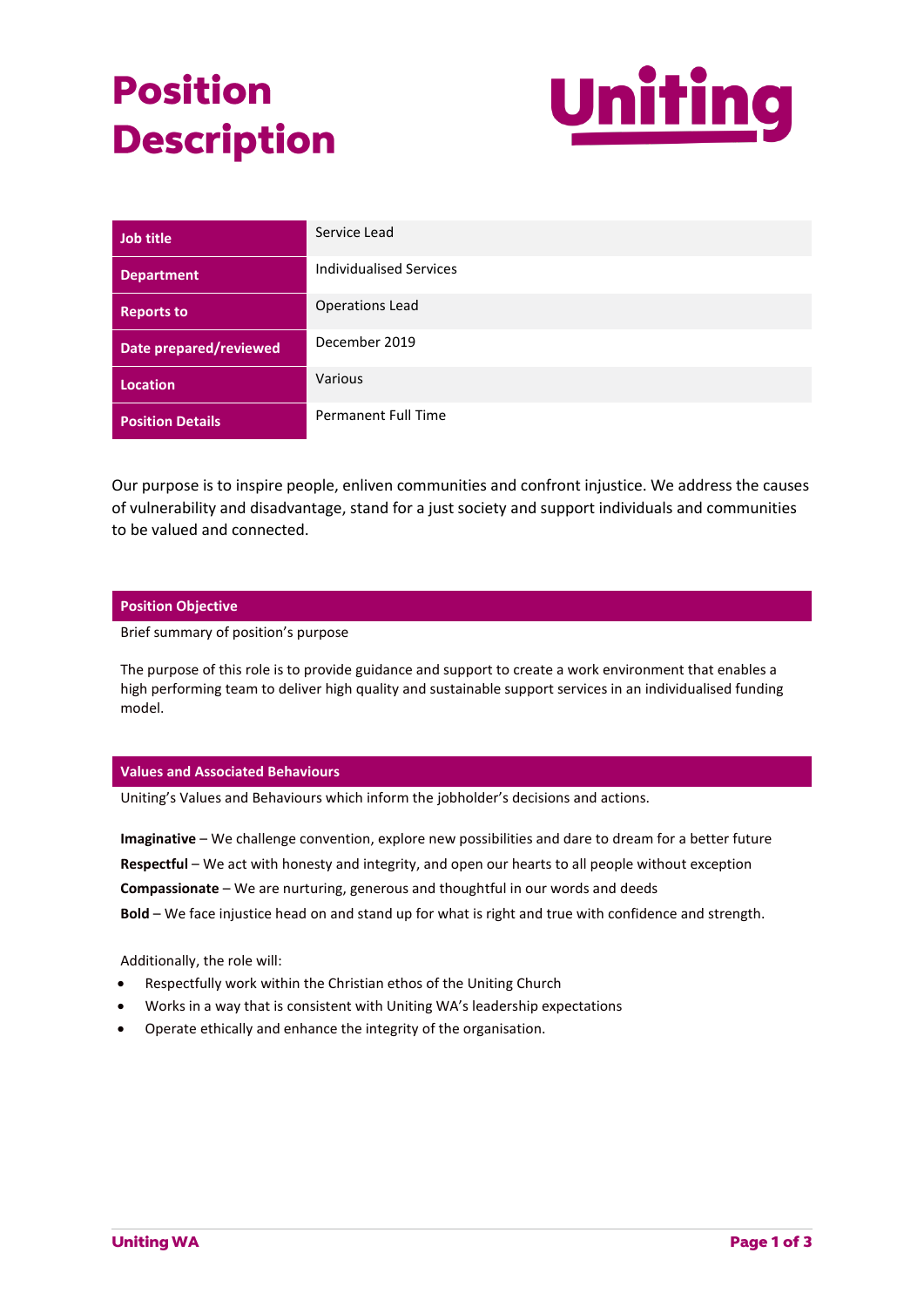# Position Description

Uniting

| Job title | Service Lead |
|---|---|
| Department | Individualised Services |
| Reports to | Operations Lead |
| Date prepared/reviewed | December 2019 |
| Location | Various |
| Position Details | Permanent Full Time |

Our purpose is to inspire people, enliven communities and confront injustice. We address the causes of vulnerability and disadvantage, stand for a just society and support individuals and communities to be valued and connected.

## Position Objective

Brief summary of position's purpose

The purpose of this role is to provide guidance and support to create a work environment that enables a high performing team to deliver high quality and sustainable support services in an individualised funding model.

## Values and Associated Behaviours

Uniting's Values and Behaviours which inform the jobholder's decisions and actions.

**Imaginative** – We challenge convention, explore new possibilities and dare to dream for a better future

**Respectful** – We act with honesty and integrity, and open our hearts to all people without exception

**Compassionate** – We are nurturing, generous and thoughtful in our words and deeds

**Bold** – We face injustice head on and stand up for what is right and true with confidence and strength.

Additionally, the role will:

- Respectfully work within the Christian ethos of the Uniting Church
- Works in a way that is consistent with Uniting WA's leadership expectations
- Operate ethically and enhance the integrity of the organisation.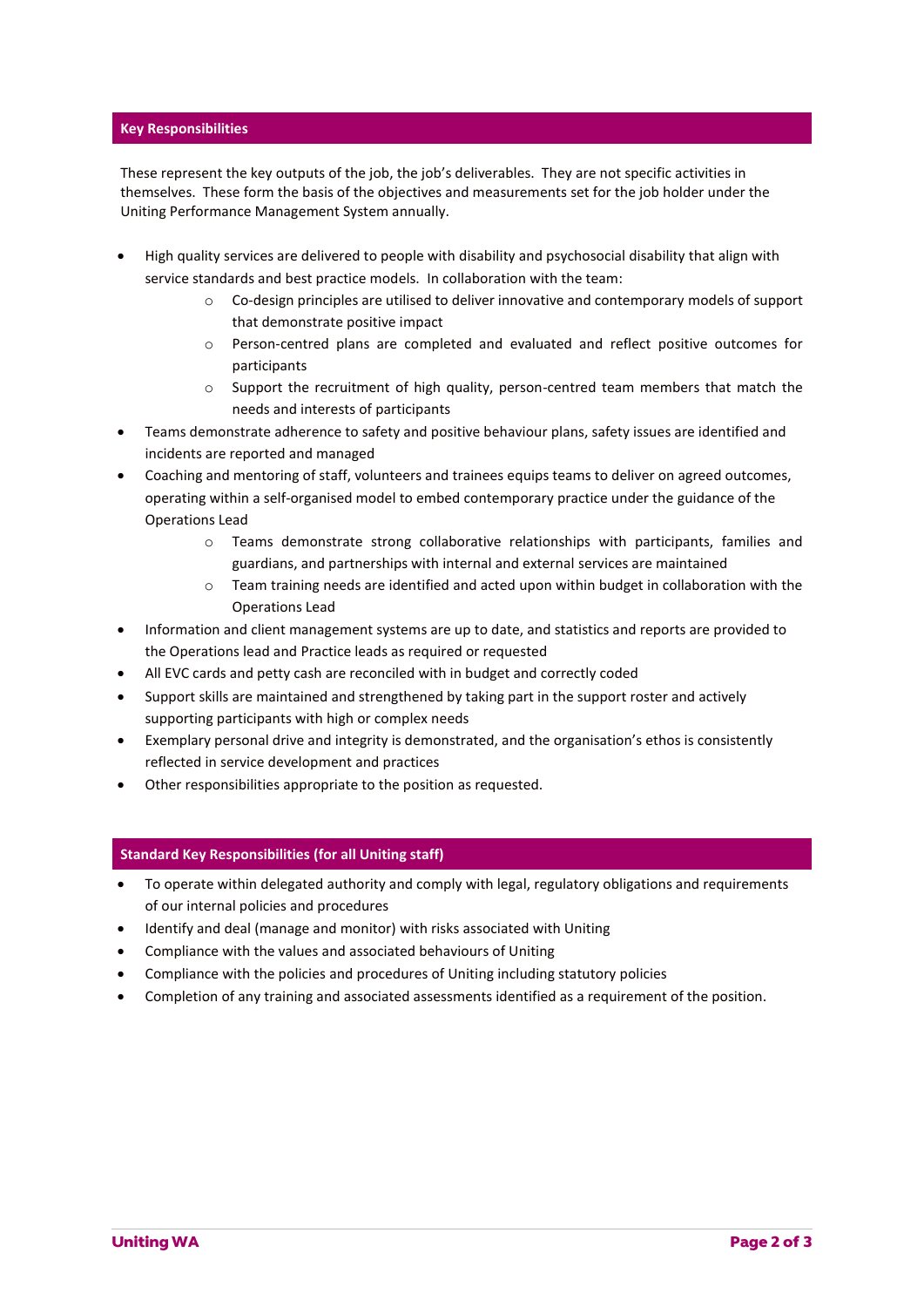## Key Responsibilities

These represent the key outputs of the job, the job's deliverables. They are not specific activities in themselves. These form the basis of the objectives and measurements set for the job holder under the Uniting Performance Management System annually.

- High quality services are delivered to people with disability and psychosocial disability that align with service standards and best practice models. In collaboration with the team:
  - Co-design principles are utilised to deliver innovative and contemporary models of support that demonstrate positive impact
  - Person-centred plans are completed and evaluated and reflect positive outcomes for participants
  - Support the recruitment of high quality, person-centred team members that match the needs and interests of participants
- Teams demonstrate adherence to safety and positive behaviour plans, safety issues are identified and incidents are reported and managed
- Coaching and mentoring of staff, volunteers and trainees equips teams to deliver on agreed outcomes, operating within a self-organised model to embed contemporary practice under the guidance of the Operations Lead
  - Teams demonstrate strong collaborative relationships with participants, families and guardians, and partnerships with internal and external services are maintained
  - Team training needs are identified and acted upon within budget in collaboration with the Operations Lead
- Information and client management systems are up to date, and statistics and reports are provided to the Operations lead and Practice leads as required or requested
- All EVC cards and petty cash are reconciled with in budget and correctly coded
- Support skills are maintained and strengthened by taking part in the support roster and actively supporting participants with high or complex needs
- Exemplary personal drive and integrity is demonstrated, and the organisation's ethos is consistently reflected in service development and practices
- Other responsibilities appropriate to the position as requested.

## Standard Key Responsibilities (for all Uniting staff)

- To operate within delegated authority and comply with legal, regulatory obligations and requirements of our internal policies and procedures
- Identify and deal (manage and monitor) with risks associated with Uniting
- Compliance with the values and associated behaviours of Uniting
- Compliance with the policies and procedures of Uniting including statutory policies
- Completion of any training and associated assessments identified as a requirement of the position.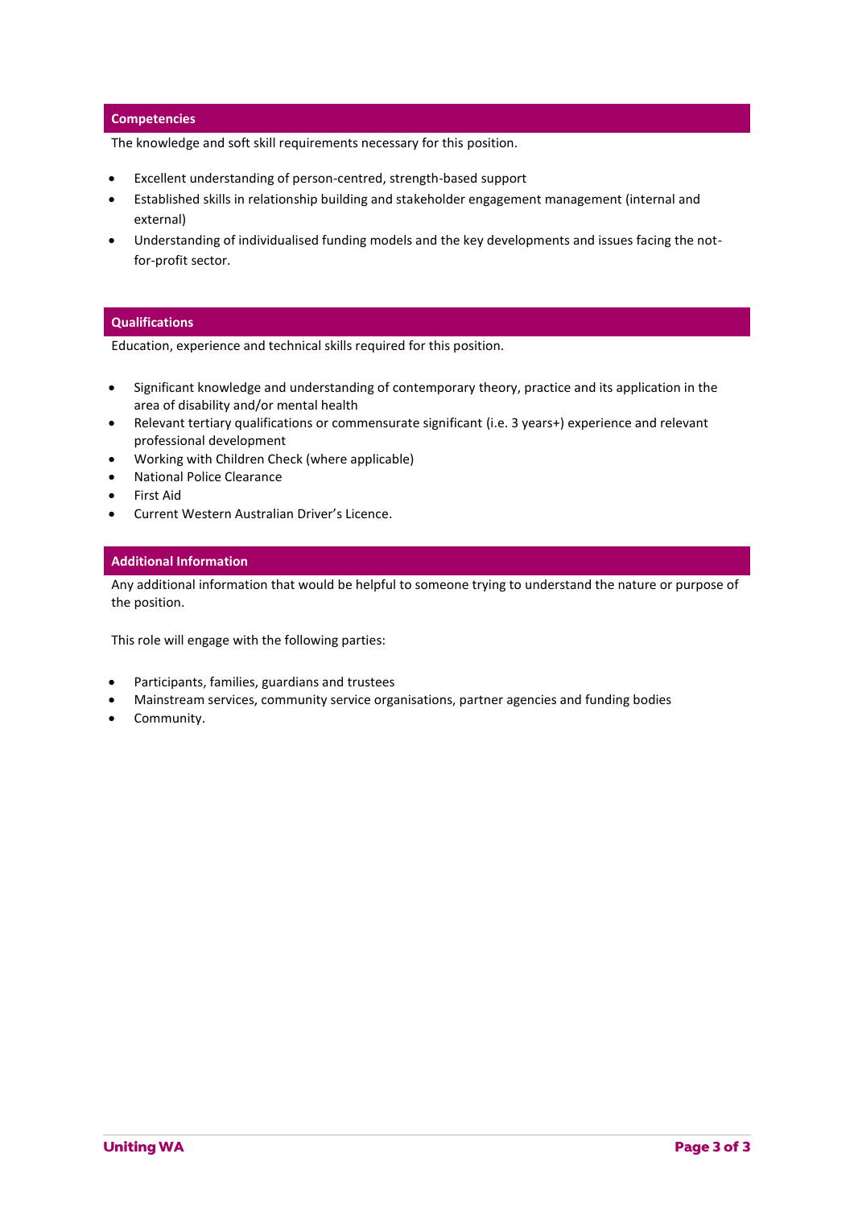## Competencies

The knowledge and soft skill requirements necessary for this position.

- Excellent understanding of person-centred, strength-based support
- Established skills in relationship building and stakeholder engagement management (internal and external)
- Understanding of individualised funding models and the key developments and issues facing the not-for-profit sector.

## Qualifications

Education, experience and technical skills required for this position.

- Significant knowledge and understanding of contemporary theory, practice and its application in the area of disability and/or mental health
- Relevant tertiary qualifications or commensurate significant (i.e. 3 years+) experience and relevant professional development
- Working with Children Check (where applicable)
- National Police Clearance
- First Aid
- Current Western Australian Driver's Licence.

## Additional Information

Any additional information that would be helpful to someone trying to understand the nature or purpose of the position.

This role will engage with the following parties:

- Participants, families, guardians and trustees
- Mainstream services, community service organisations, partner agencies and funding bodies
- Community.